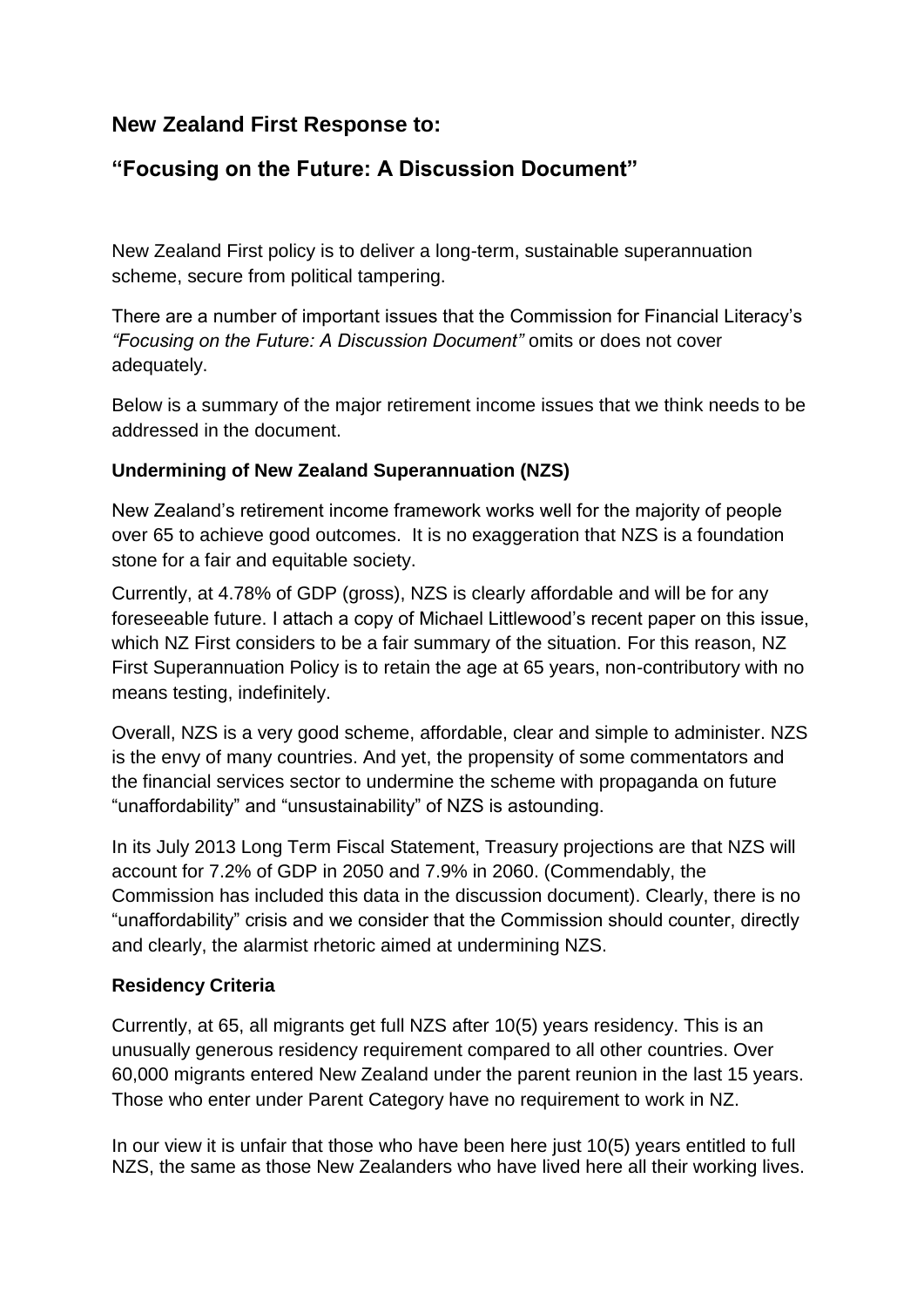## New Zealand First Response to:

## "Focusing on the Future: A Discussion Document"

New Zealand First policy is to deliver a long-term, sustainable superannuation scheme, secure from political tampering.

There are a number of important issues that the Commission for Financial Literacy's *"Focusing on the Future: A Discussion Document"* omits or does not cover adequately.

Below is a summary of the major retirement income issues that we think needs to be addressed in the document.

### Undermining of New Zealand Superannuation (NZS)

New Zealand's retirement income framework works well for the majority of people over 65 to achieve good outcomes. It is no exaggeration that NZS is a foundation stone for a fair and equitable society.

Currently, at 4.78% of GDP (gross), NZS is clearly affordable and will be for any foreseeable future. I attach a copy of Michael Littlewood's recent paper on this issue, which NZ First considers to be a fair summary of the situation. For this reason, NZ First Superannuation Policy is to retain the age at 65 years, non-contributory with no means testing, indefinitely.

Overall, NZS is a very good scheme, affordable, clear and simple to administer. NZS is the envy of many countries. And yet, the propensity of some commentators and the financial services sector to undermine the scheme with propaganda on future "unaffordability" and "unsustainability" of NZS is astounding.

In its July 2013 Long Term Fiscal Statement, Treasury projections are that NZS will account for 7.2% of GDP in 2050 and 7.9% in 2060. (Commendably, the Commission has included this data in the discussion document). Clearly, there is no "unaffordability" crisis and we consider that the Commission should counter, directly and clearly, the alarmist rhetoric aimed at undermining NZS.

### Residency Criteria

Currently, at 65, all migrants get full NZS after 10(5) years residency. This is an unusually generous residency requirement compared to all other countries. Over 60,000 migrants entered New Zealand under the parent reunion in the last 15 years. Those who enter under Parent Category have no requirement to work in NZ.

In our view it is unfair that those who have been here just 10(5) years entitled to full NZS, the same as those New Zealanders who have lived here all their working lives.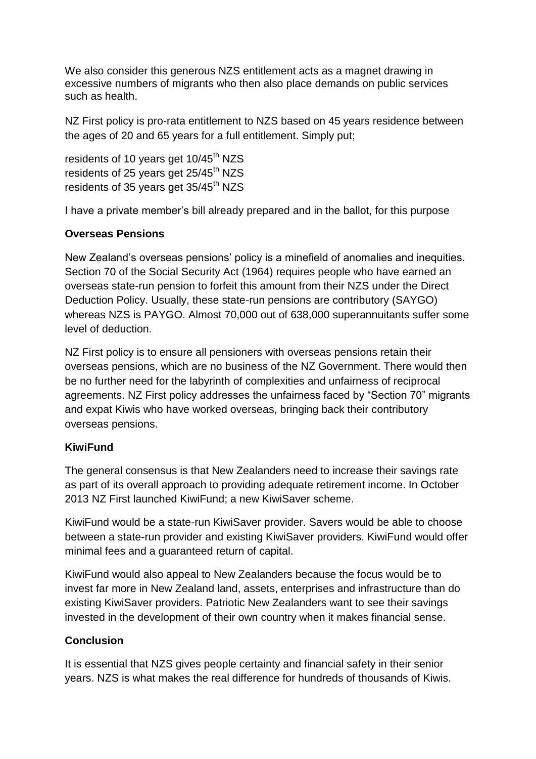We also consider this generous NZS entitlement acts as a magnet drawing in excessive numbers of migrants who then also place demands on public services such as health.

NZ First policy is pro-rata entitlement to NZS based on 45 years residence between the ages of 20 and 65 years for a full entitlement. Simply put;

residents of 10 years get 10/45$^{th}$ NZS
residents of 25 years get 25/45$^{th}$ NZS
residents of 35 years get 35/45$^{th}$ NZS

I have a private member's bill already prepared and in the ballot, for this purpose

**Overseas Pensions**

New Zealand's overseas pensions' policy is a minefield of anomalies and inequities. Section 70 of the Social Security Act (1964) requires people who have earned an overseas state-run pension to forfeit this amount from their NZS under the Direct Deduction Policy. Usually, these state-run pensions are contributory (SAYGO) whereas NZS is PAYGO. Almost 70,000 out of 638,000 superannuitants suffer some level of deduction.

NZ First policy is to ensure all pensioners with overseas pensions retain their overseas pensions, which are no business of the NZ Government. There would then be no further need for the labyrinth of complexities and unfairness of reciprocal agreements. NZ First policy addresses the unfairness faced by "Section 70" migrants and expat Kiwis who have worked overseas, bringing back their contributory overseas pensions.

**KiwiFund**

The general consensus is that New Zealanders need to increase their savings rate as part of its overall approach to providing adequate retirement income. In October 2013 NZ First launched KiwiFund; a new KiwiSaver scheme.

KiwiFund would be a state-run KiwiSaver provider. Savers would be able to choose between a state-run provider and existing KiwiSaver providers. KiwiFund would offer minimal fees and a guaranteed return of capital.

KiwiFund would also appeal to New Zealanders because the focus would be to invest far more in New Zealand land, assets, enterprises and infrastructure than do existing KiwiSaver providers. Patriotic New Zealanders want to see their savings invested in the development of their own country when it makes financial sense.

**Conclusion**

It is essential that NZS gives people certainty and financial safety in their senior years. NZS is what makes the real difference for hundreds of thousands of Kiwis.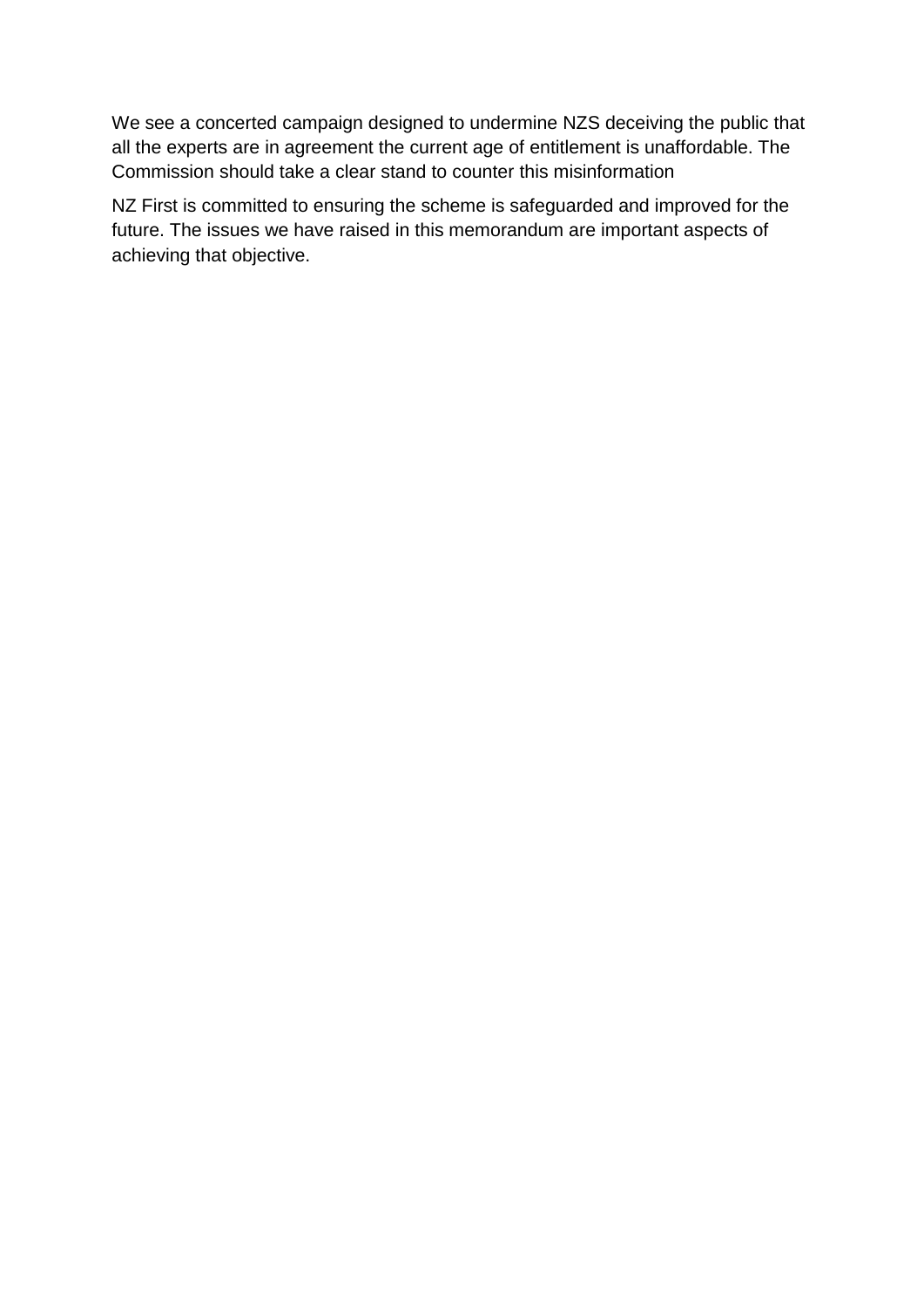We see a concerted campaign designed to undermine NZS deceiving the public that all the experts are in agreement the current age of entitlement is unaffordable. The Commission should take a clear stand to counter this misinformation

NZ First is committed to ensuring the scheme is safeguarded and improved for the future. The issues we have raised in this memorandum are important aspects of achieving that objective.